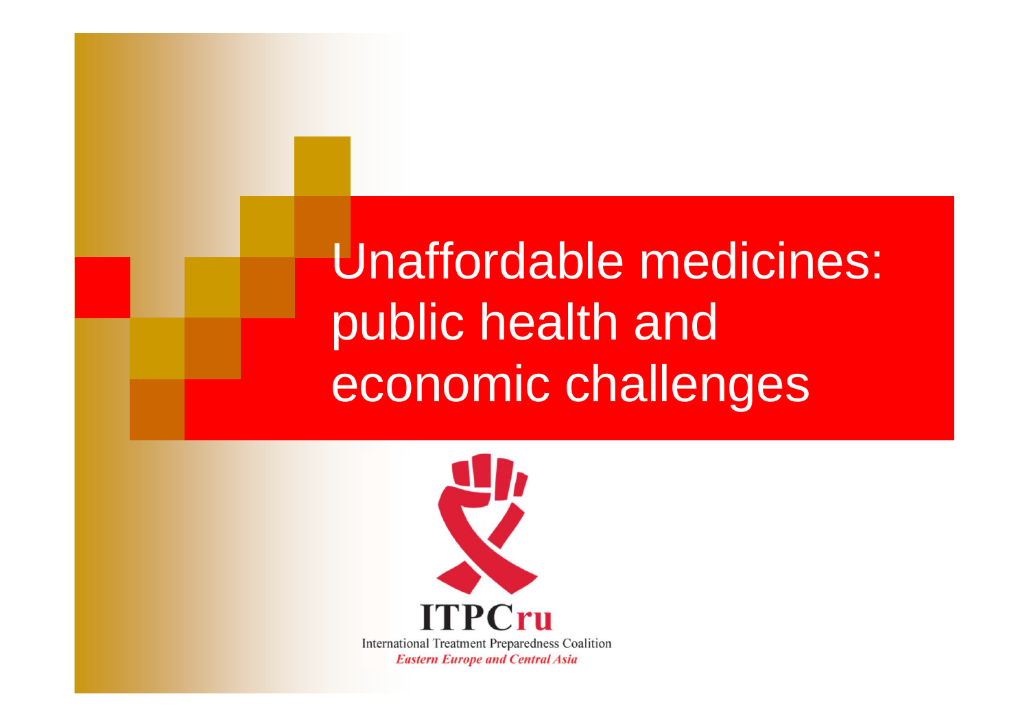# Unaffordable medicines: public health and economic challenges

ITPCru

International Treatment Preparedness Coalition

*Eastern Europe and Central Asia*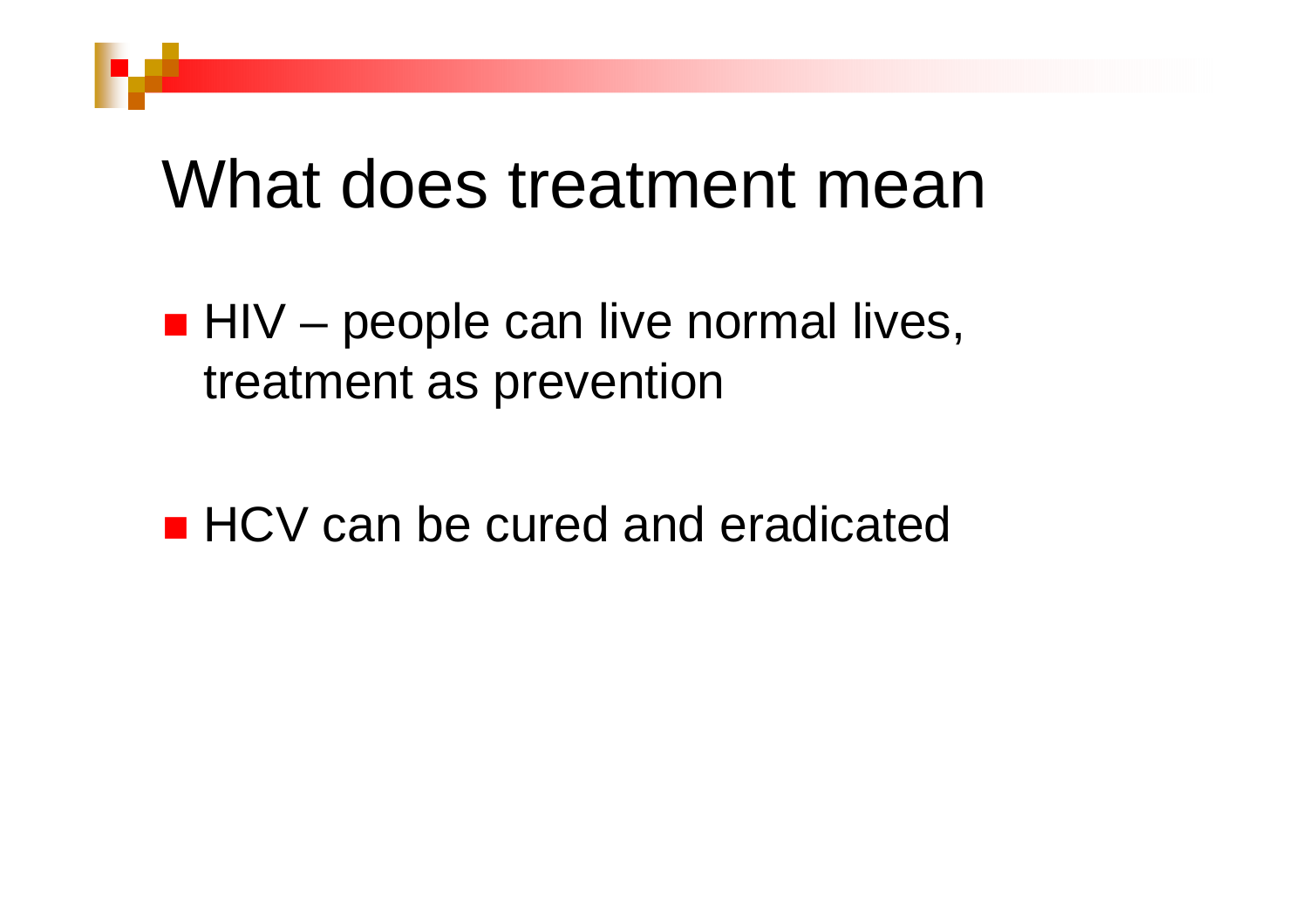# What does treatment mean

- HIV – people can live normal lives, treatment as prevention

- HCV can be cured and eradicated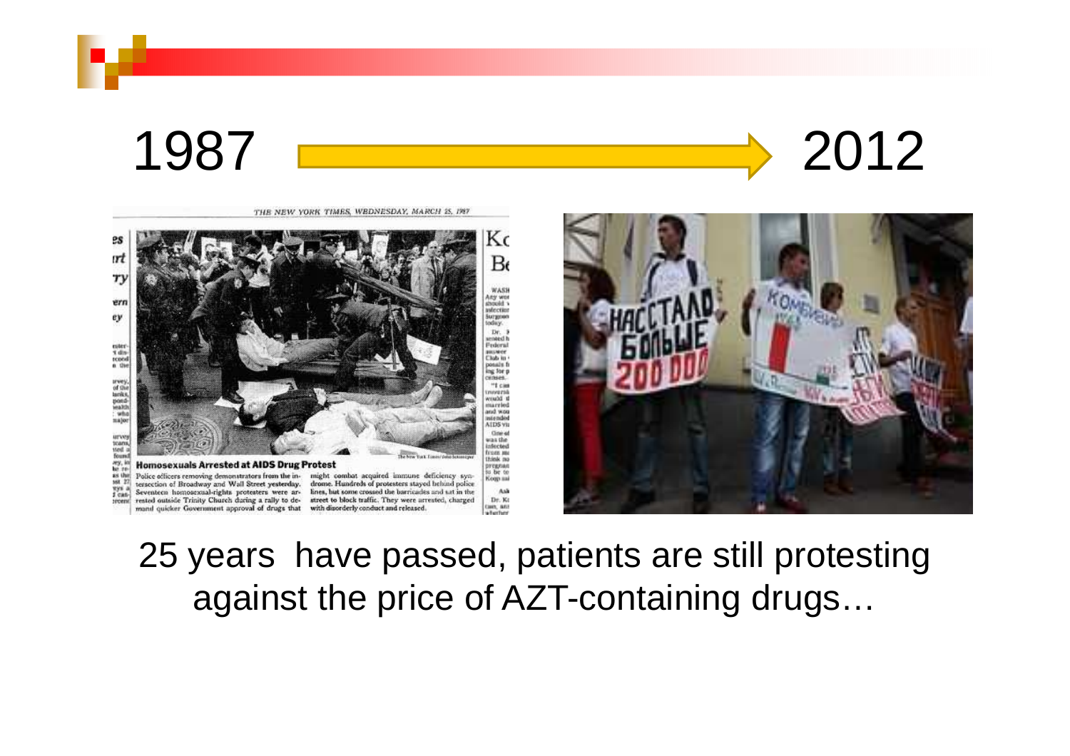1987 → 2012

25 years have passed, patients are still protesting against the price of AZT-containing drugs…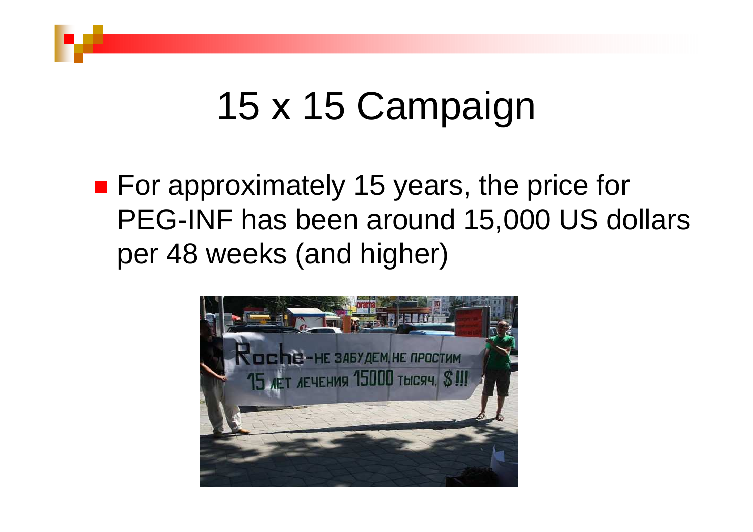# 15 x 15 Campaign

- For approximately 15 years, the price for PEG-INF has been around 15,000 US dollars per 48 weeks (and higher)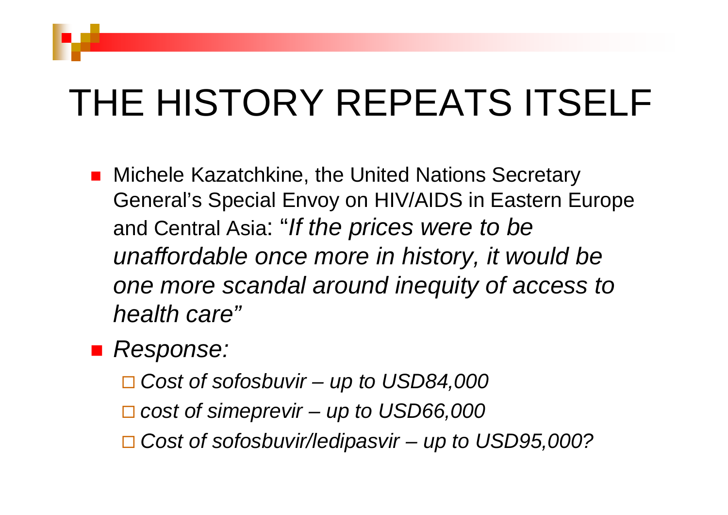# THE HISTORY REPEATS ITSELF

- Michele Kazatchkine, the United Nations Secretary General's Special Envoy on HIV/AIDS in Eastern Europe and Central Asia: "*If the prices were to be unaffordable once more in history, it would be one more scandal around inequity of access to health care*"
- *Response:*
  - *Cost of sofosbuvir – up to USD84,000*
  - *cost of simeprevir – up to USD66,000*
  - *Cost of sofosbuvir/ledipasvir – up to USD95,000?*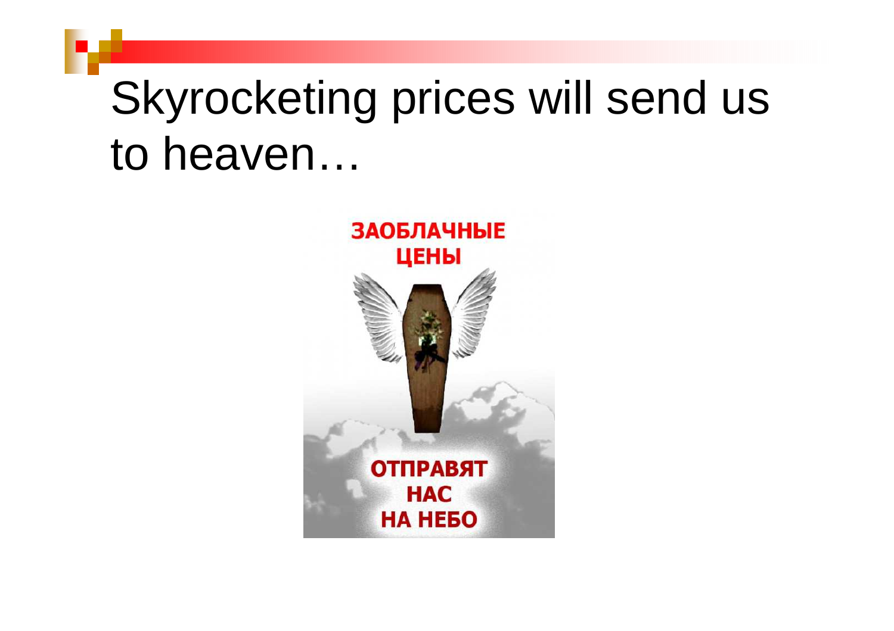# Skyrocketing prices will send us to heaven…

ЗАОБЛАЧНЫЕ ЦЕНЫ

ОТПРАВЯТ НАС НА НЕБО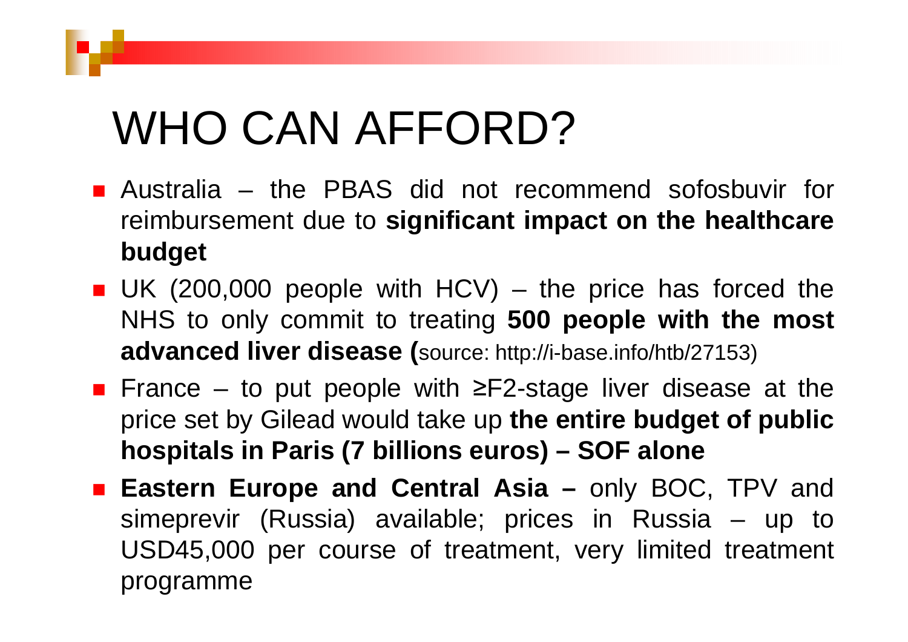# WHO CAN AFFORD?

- Australia – the PBAS did not recommend sofosbuvir for reimbursement due to **significant impact on the healthcare budget**
- UK (200,000 people with HCV) – the price has forced the NHS to only commit to treating **500 people with the most advanced liver disease (**source: http://i-base.info/htb/27153)
- France – to put people with ≥F2-stage liver disease at the price set by Gilead would take up **the entire budget of public hospitals in Paris (7 billions euros) – SOF alone**
- **Eastern Europe and Central Asia –** only BOC, TPV and simeprevir (Russia) available; prices in Russia – up to USD45,000 per course of treatment, very limited treatment programme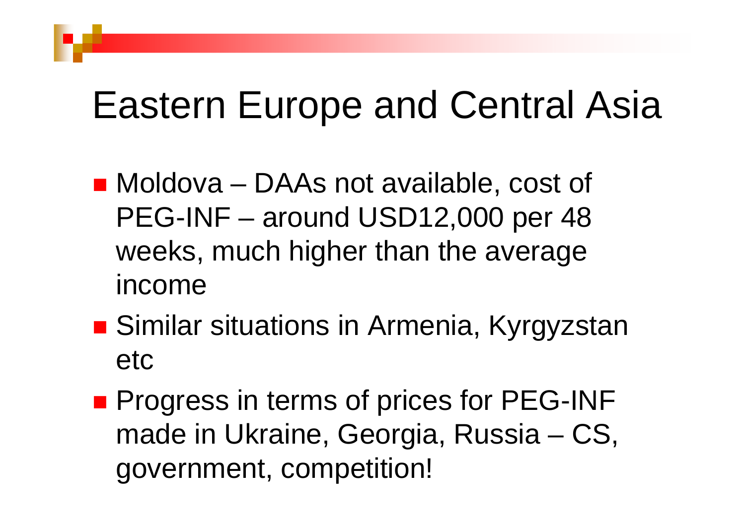# Eastern Europe and Central Asia

- Moldova – DAAs not available, cost of PEG-INF – around USD12,000 per 48 weeks, much higher than the average income
- Similar situations in Armenia, Kyrgyzstan etc
- Progress in terms of prices for PEG-INF made in Ukraine, Georgia, Russia – CS, government, competition!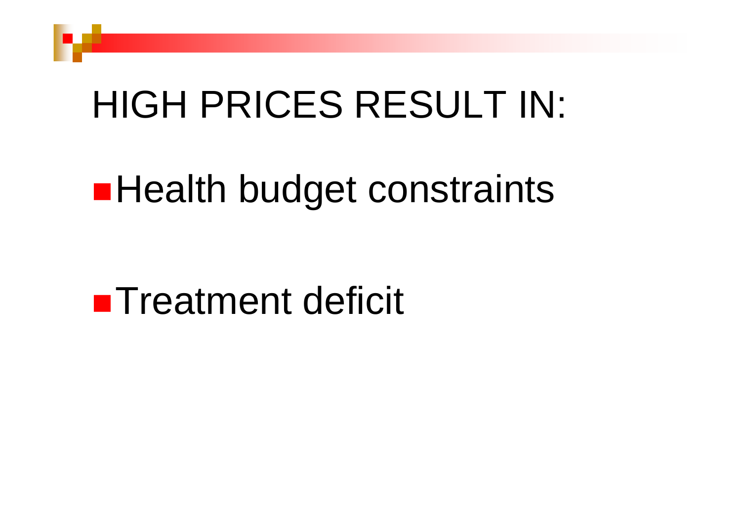# HIGH PRICES RESULT IN:

- Health budget constraints
- Treatment deficit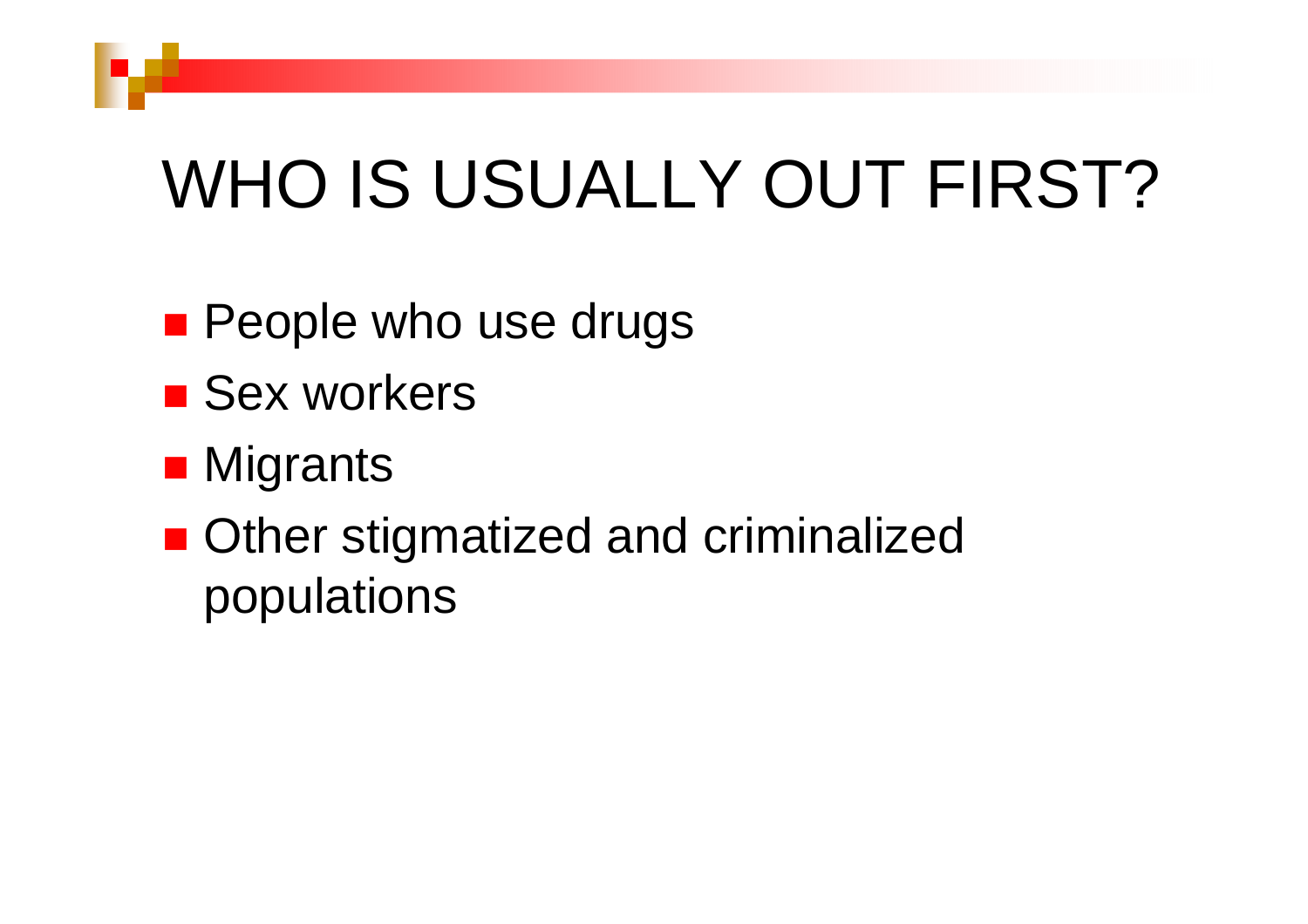# WHO IS USUALLY OUT FIRST?

- People who use drugs
- Sex workers
- Migrants
- Other stigmatized and criminalized populations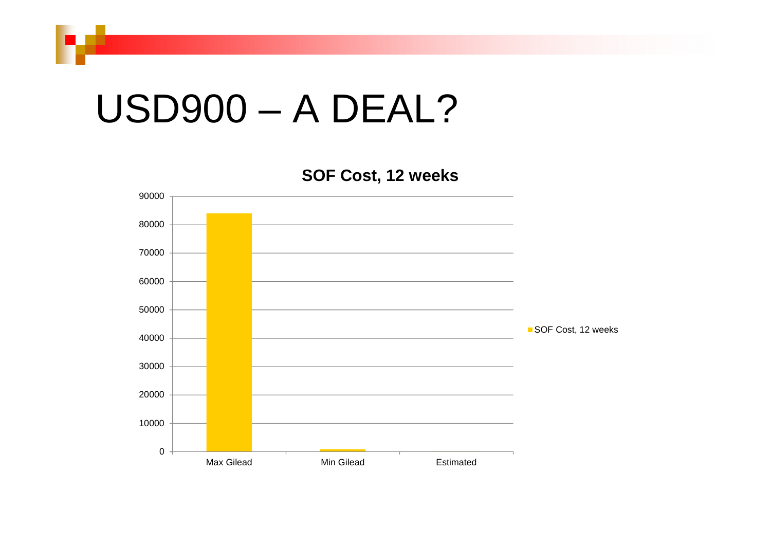# USD900 – A DEAL?

**SOF Cost, 12 weeks**

| | SOF Cost, 12 weeks |
|---|---|
| Max Gilead | 84000 |
| Min Gilead | 900 |
| Estimated | |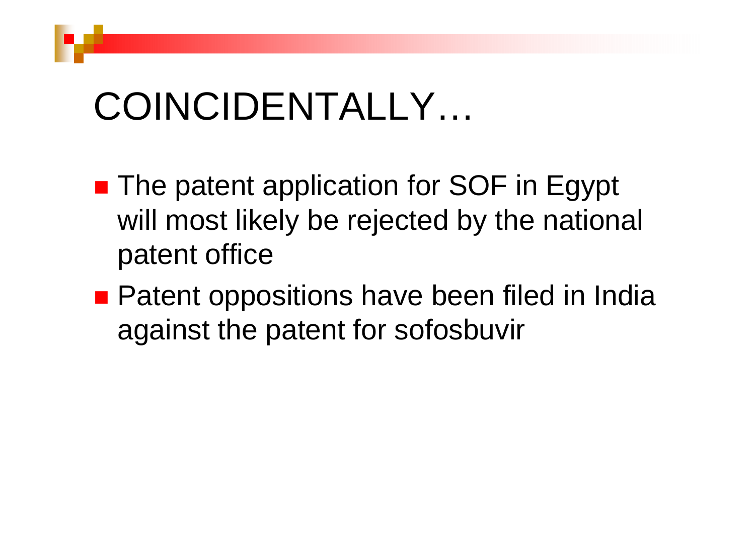# COINCIDENTALLY…

- The patent application for SOF in Egypt will most likely be rejected by the national patent office
- Patent oppositions have been filed in India against the patent for sofosbuvir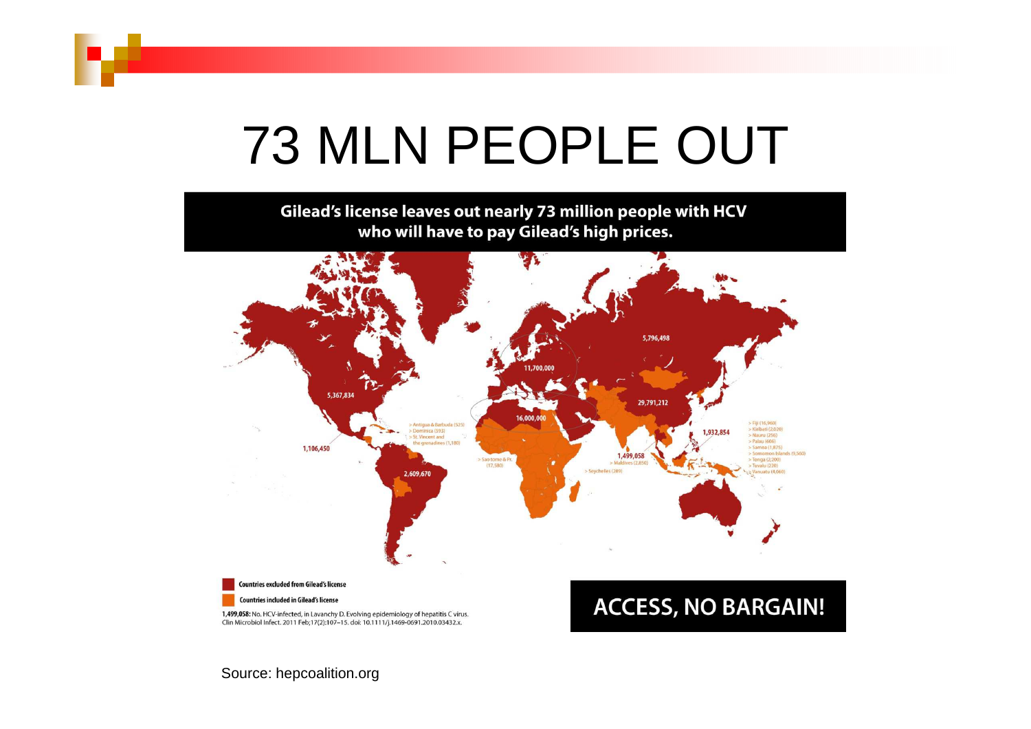# 73 MLN PEOPLE OUT

**Gilead's license leaves out nearly 73 million people with HCV who will have to pay Gilead's high prices.**

5,796,498

11,700,000

5,367,834

29,791,212

16,000,000

1,932,854

1,106,450

> Antigua & Barbuda (525)
> Dominica (593)
> St. Vincent and the grenadines (1,180)

> Fiji (16,960)
> Kiribati (2,020)
> Nauru (256)
> Palau (606)
> Samoa (1,875)
> Somomon Islands (9,560)
> Tonga (2,200)
> Tuvalu (220)
> Vanuatu (4,060)

1,499,058

> Maldives (2,850)

> Seychelles (289)

> Sao tome & Pr. (17,580)

2,609,670

Countries excluded from Gilead's license

Countries included in Gilead's license

**1,499,058:** No. HCV-infected, in Lavanchy D. Evolving epidemiology of hepatitis C virus. Clin Microbiol Infect. 2011 Feb;17(2):107–15. doi: 10.1111/j.1469-0691.2010.03432.x.

**ACCESS, NO BARGAIN!**

Source: hepcoalition.org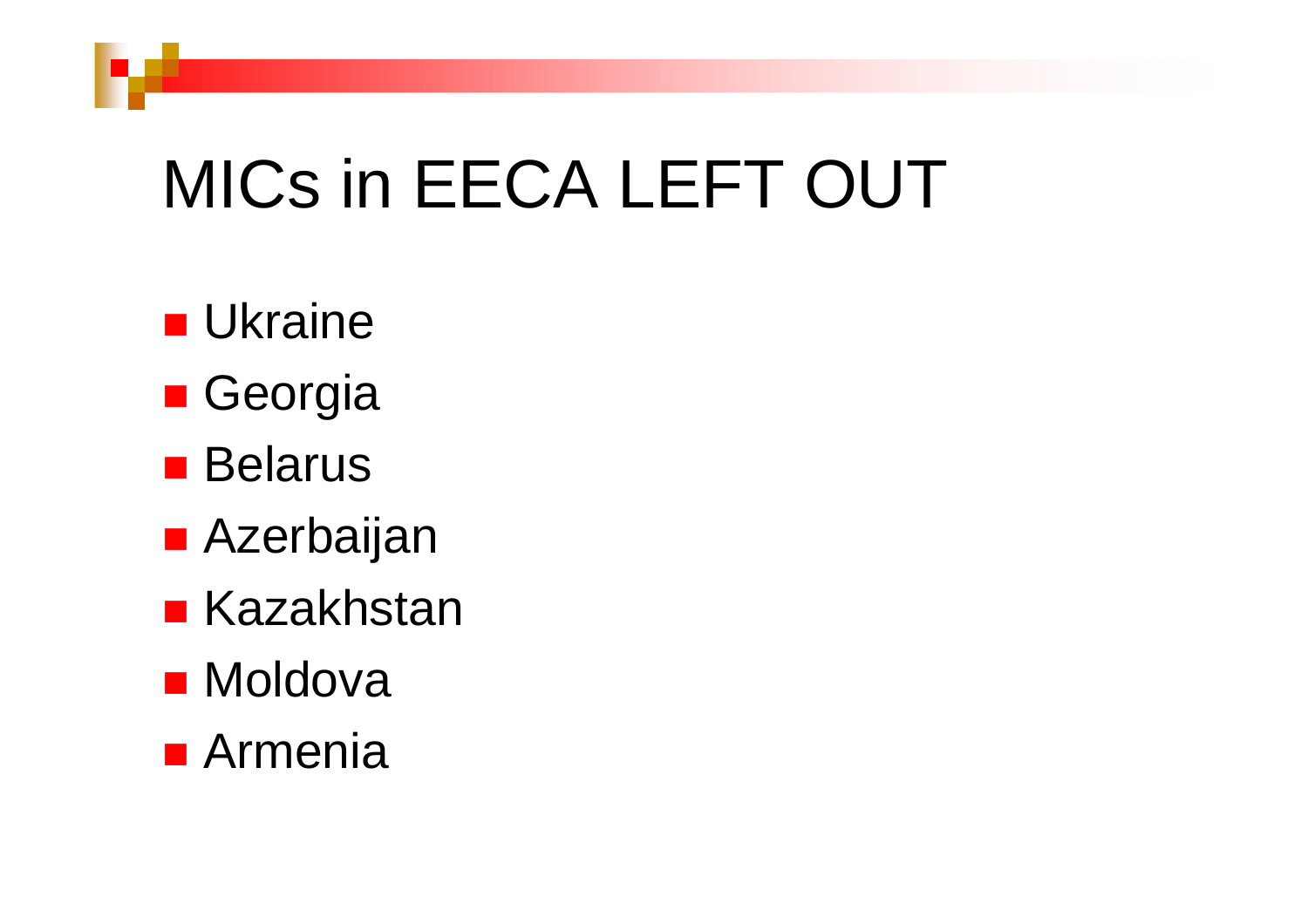# MICs in EECA LEFT OUT

- Ukraine
- Georgia
- Belarus
- Azerbaijan
- Kazakhstan
- Moldova
- Armenia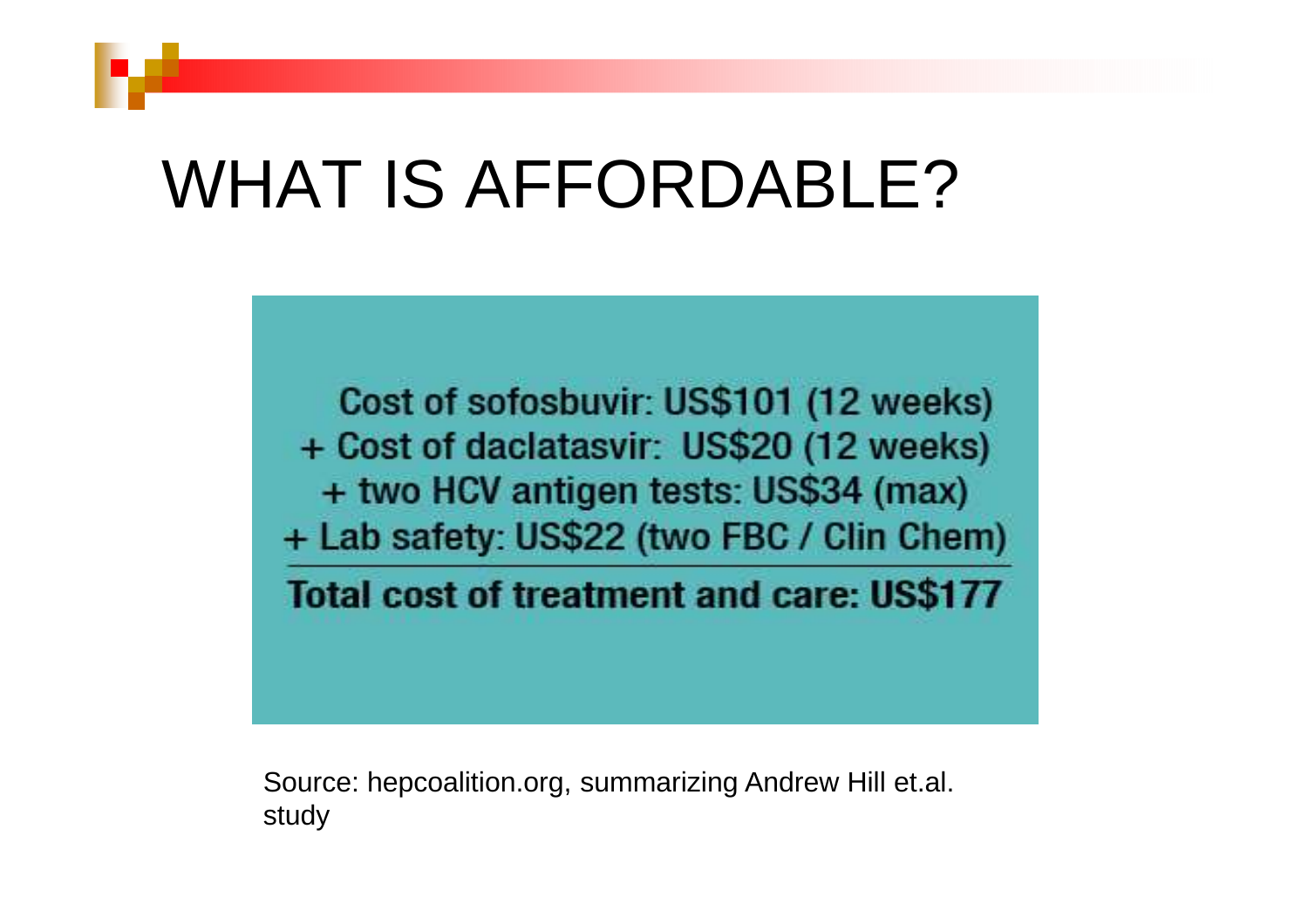# WHAT IS AFFORDABLE?

Cost of sofosbuvir: US$101 (12 weeks)
+ Cost of daclatasvir: US$20 (12 weeks)
+ two HCV antigen tests: US$34 (max)
+ Lab safety: US$22 (two FBC / Clin Chem)

**Total cost of treatment and care: US$177**

Source: hepcoalition.org, summarizing Andrew Hill et.al. study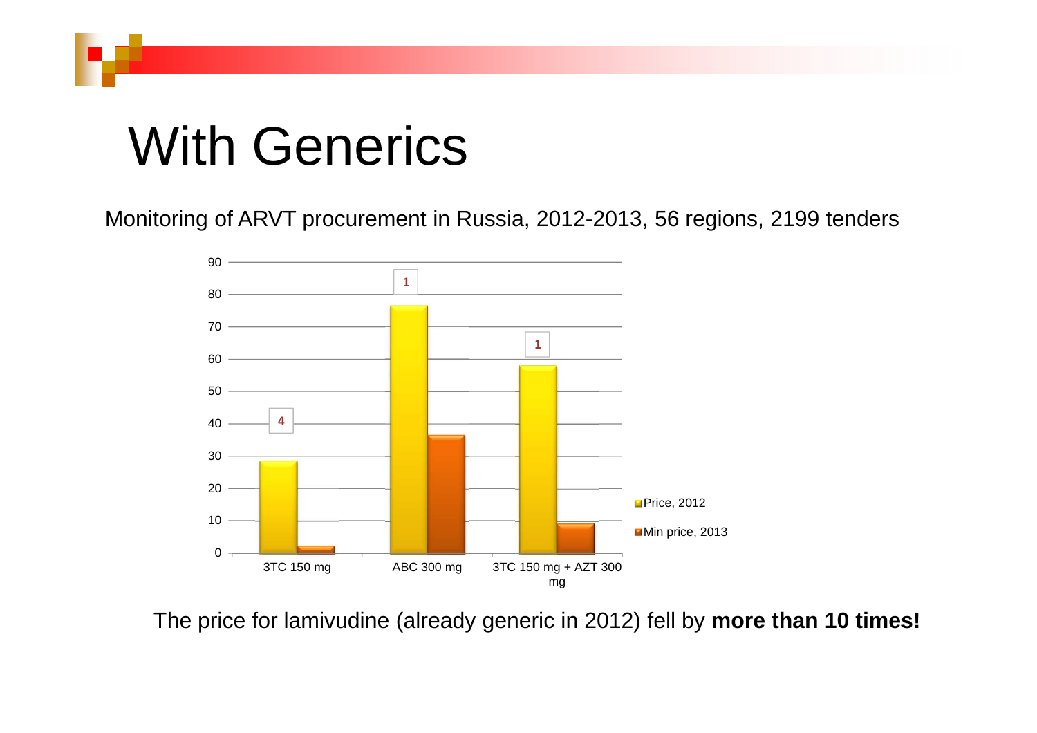# With Generics

Monitoring of ARVT procurement in Russia, 2012-2013, 56 regions, 2199 tenders

| | Price, 2012 | Min price, 2013 |
|---|---|---|
| 3TC 150 mg | 28.5 | 2 |
| ABC 300 mg | 76.5 | 36.5 |
| 3TC 150 mg + AZT 300 mg | 58 | 9 |

The price for lamivudine (already generic in 2012) fell by **more than 10 times!**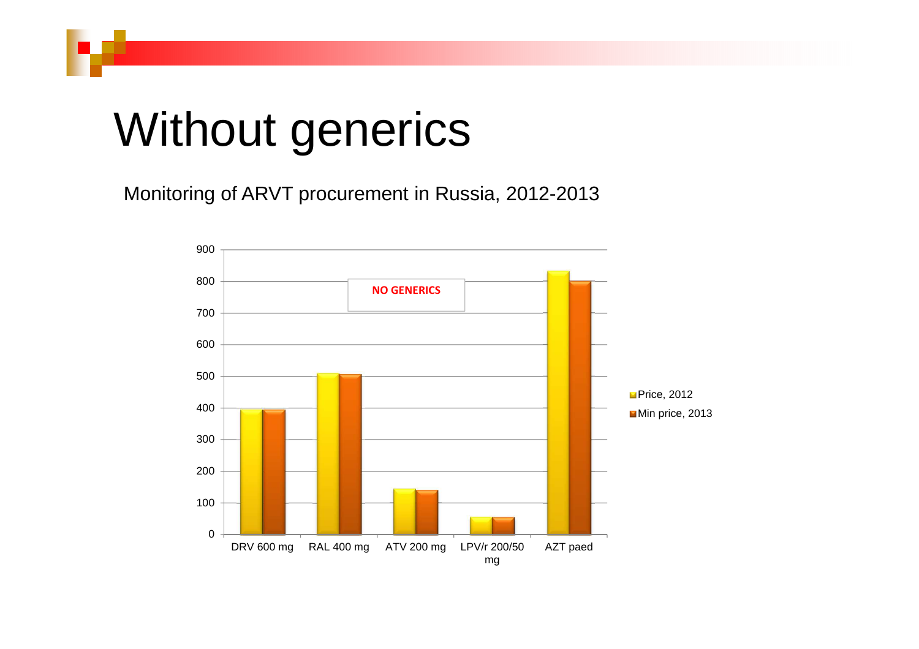# Without generics

Monitoring of ARVT procurement in Russia, 2012-2013

NO GENERICS

| | Price, 2012 | Min price, 2013 |
|---|---|---|
| DRV 600 mg | ~395 | ~395 |
| RAL 400 mg | ~510 | ~507 |
| ATV 200 mg | ~145 | ~140 |
| LPV/r 200/50 mg | ~55 | ~53 |
| AZT paed | ~833 | ~800 |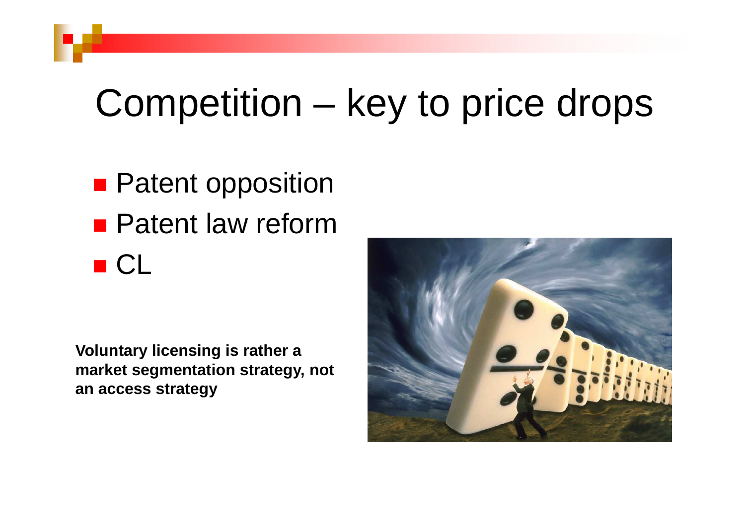# Competition – key to price drops

- Patent opposition
- Patent law reform
- CL

**Voluntary licensing is rather a market segmentation strategy, not an access strategy**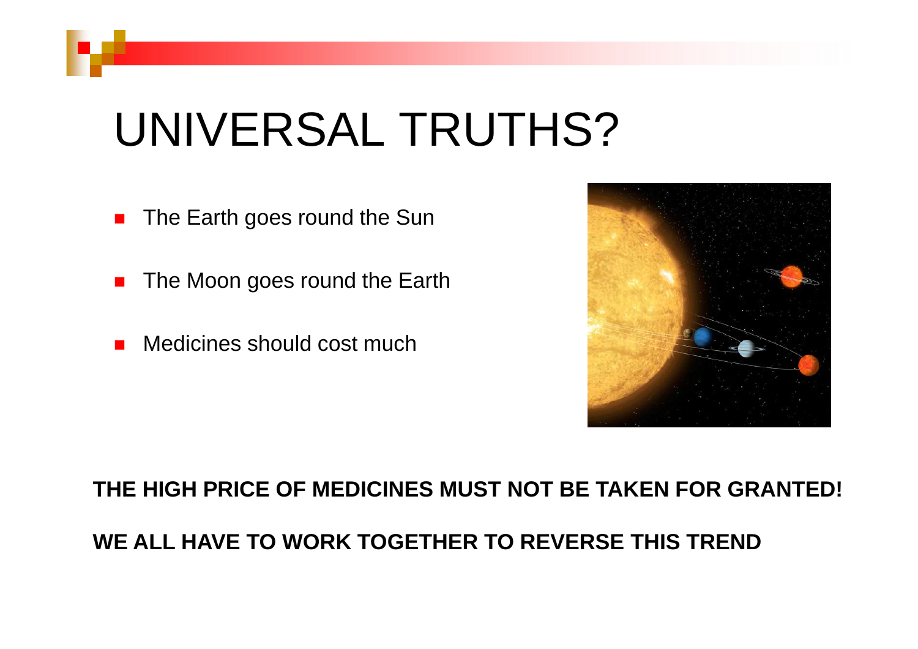# UNIVERSAL TRUTHS?

- The Earth goes round the Sun
- The Moon goes round the Earth
- Medicines should cost much

**THE HIGH PRICE OF MEDICINES MUST NOT BE TAKEN FOR GRANTED!**

**WE ALL HAVE TO WORK TOGETHER TO REVERSE THIS TREND**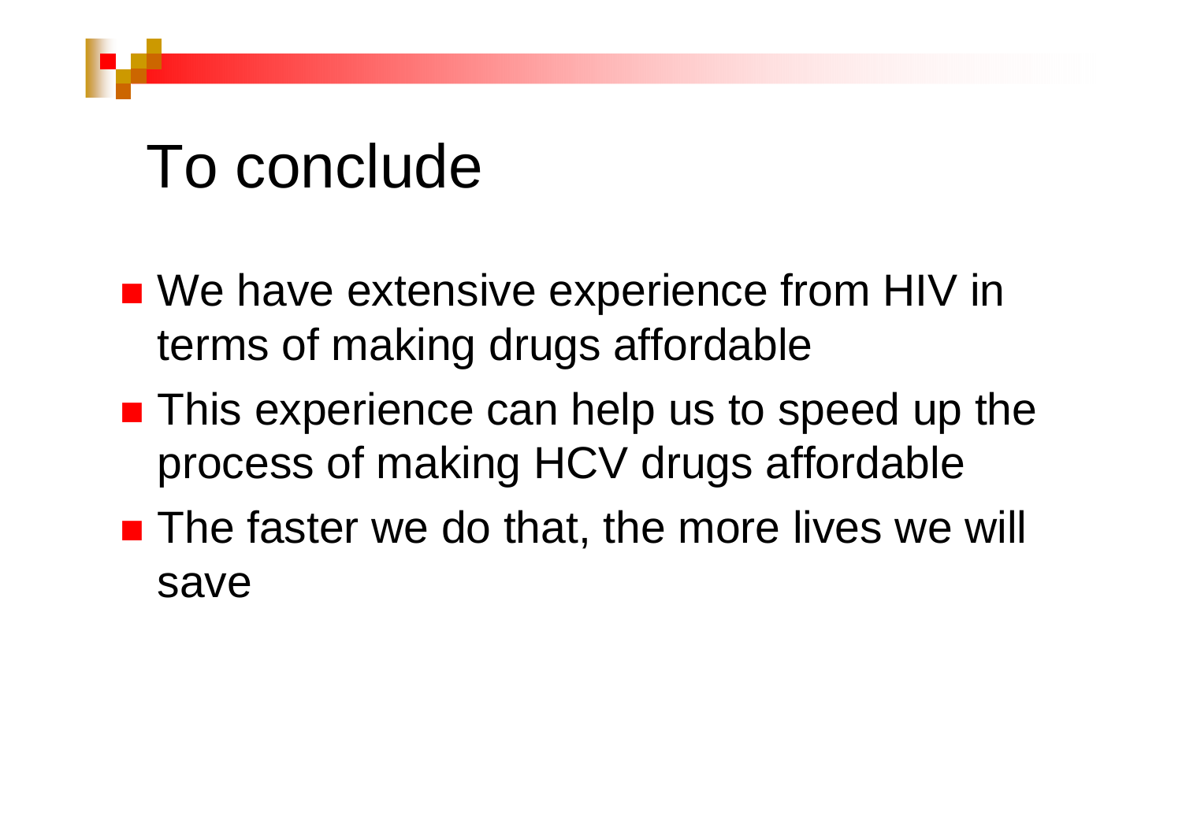# To conclude

- We have extensive experience from HIV in terms of making drugs affordable
- This experience can help us to speed up the process of making HCV drugs affordable
- The faster we do that, the more lives we will save